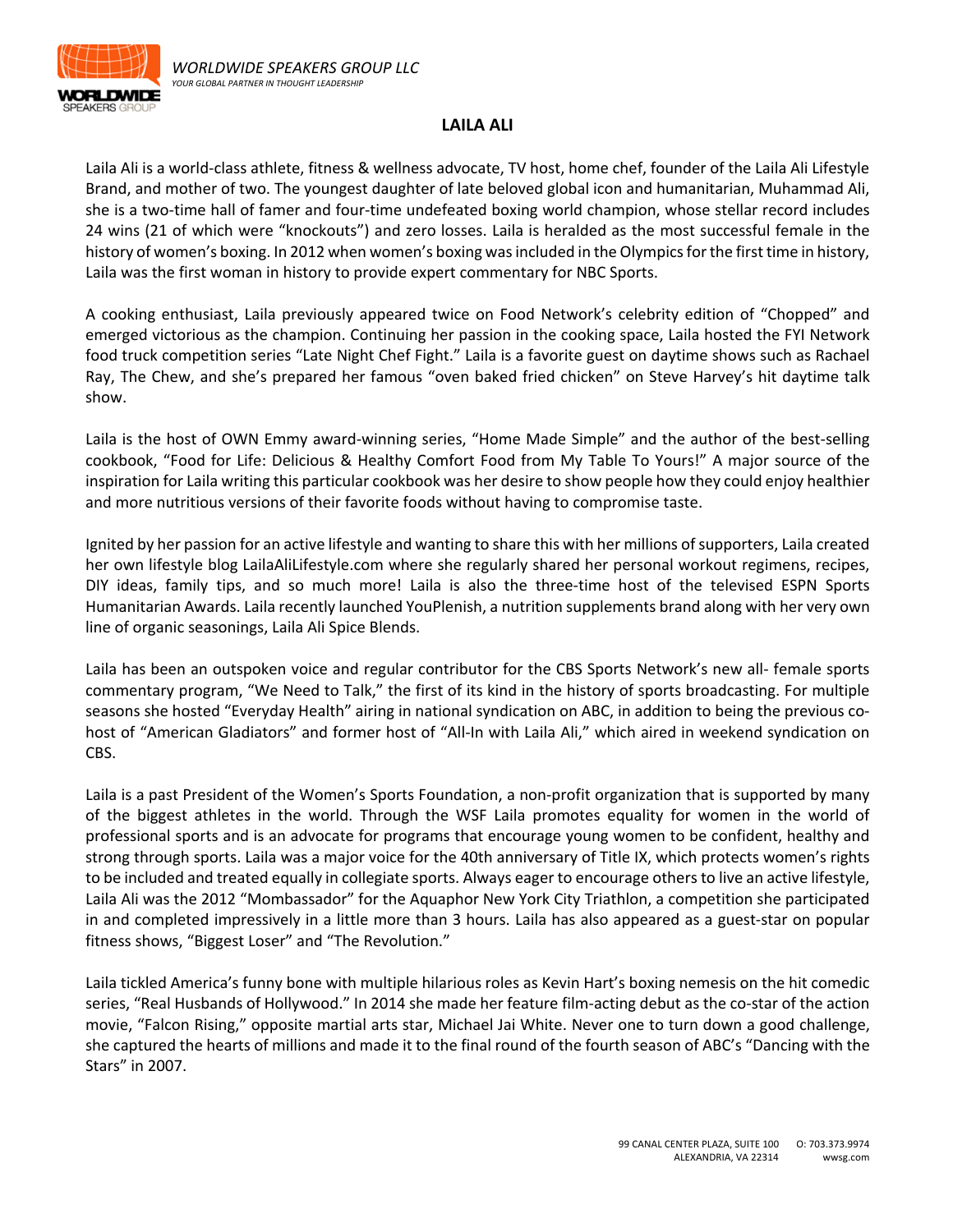# LAILA ALI

Laila Ali is a world-class athlete, fitness & wellness advocate, TV host, home chef, founder of the Laila Ali Lifestyle Brand, and mother of two. The youngest daughter of late beloved global icon and humanitarian, Muhammad Ali, she is a two-time hall of famer and four-time undefeated boxing world champion, whose stellar record includes 24 wins (21 of which were "knockouts") and zero losses. Laila is heralded as the most successful female in the history of women's boxing. In 2012 when women's boxing was included in the Olympics for the first time in history, Laila was the first woman in history to provide expert commentary for NBC Sports.

A cooking enthusiast, Laila previously appeared twice on Food Network's celebrity edition of "Chopped" and emerged victorious as the champion. Continuing her passion in the cooking space, Laila hosted the FYI Network food truck competition series "Late Night Chef Fight." Laila is a favorite guest on daytime shows such as Rachael Ray, The Chew, and she's prepared her famous "oven baked fried chicken" on Steve Harvey's hit daytime talk show.

Laila is the host of OWN Emmy award-winning series, "Home Made Simple" and the author of the best-selling cookbook, "Food for Life: Delicious & Healthy Comfort Food from My Table To Yours!" A major source of the inspiration for Laila writing this particular cookbook was her desire to show people how they could enjoy healthier and more nutritious versions of their favorite foods without having to compromise taste.

Ignited by her passion for an active lifestyle and wanting to share this with her millions of supporters, Laila created her own lifestyle blog LailaAliLifestyle.com where she regularly shared her personal workout regimens, recipes, DIY ideas, family tips, and so much more! Laila is also the three-time host of the televised ESPN Sports Humanitarian Awards. Laila recently launched YouPlenish, a nutrition supplements brand along with her very own line of organic seasonings, Laila Ali Spice Blends.

Laila has been an outspoken voice and regular contributor for the CBS Sports Network's new all- female sports commentary program, "We Need to Talk," the first of its kind in the history of sports broadcasting. For multiple seasons she hosted "Everyday Health" airing in national syndication on ABC, in addition to being the previous co-host of "American Gladiators" and former host of "All-In with Laila Ali," which aired in weekend syndication on CBS.

Laila is a past President of the Women's Sports Foundation, a non-profit organization that is supported by many of the biggest athletes in the world. Through the WSF Laila promotes equality for women in the world of professional sports and is an advocate for programs that encourage young women to be confident, healthy and strong through sports. Laila was a major voice for the 40th anniversary of Title IX, which protects women's rights to be included and treated equally in collegiate sports. Always eager to encourage others to live an active lifestyle, Laila Ali was the 2012 "Mombassador" for the Aquaphor New York City Triathlon, a competition she participated in and completed impressively in a little more than 3 hours. Laila has also appeared as a guest-star on popular fitness shows, "Biggest Loser" and "The Revolution."

Laila tickled America's funny bone with multiple hilarious roles as Kevin Hart's boxing nemesis on the hit comedic series, "Real Husbands of Hollywood." In 2014 she made her feature film-acting debut as the co-star of the action movie, "Falcon Rising," opposite martial arts star, Michael Jai White. Never one to turn down a good challenge, she captured the hearts of millions and made it to the final round of the fourth season of ABC's "Dancing with the Stars" in 2007.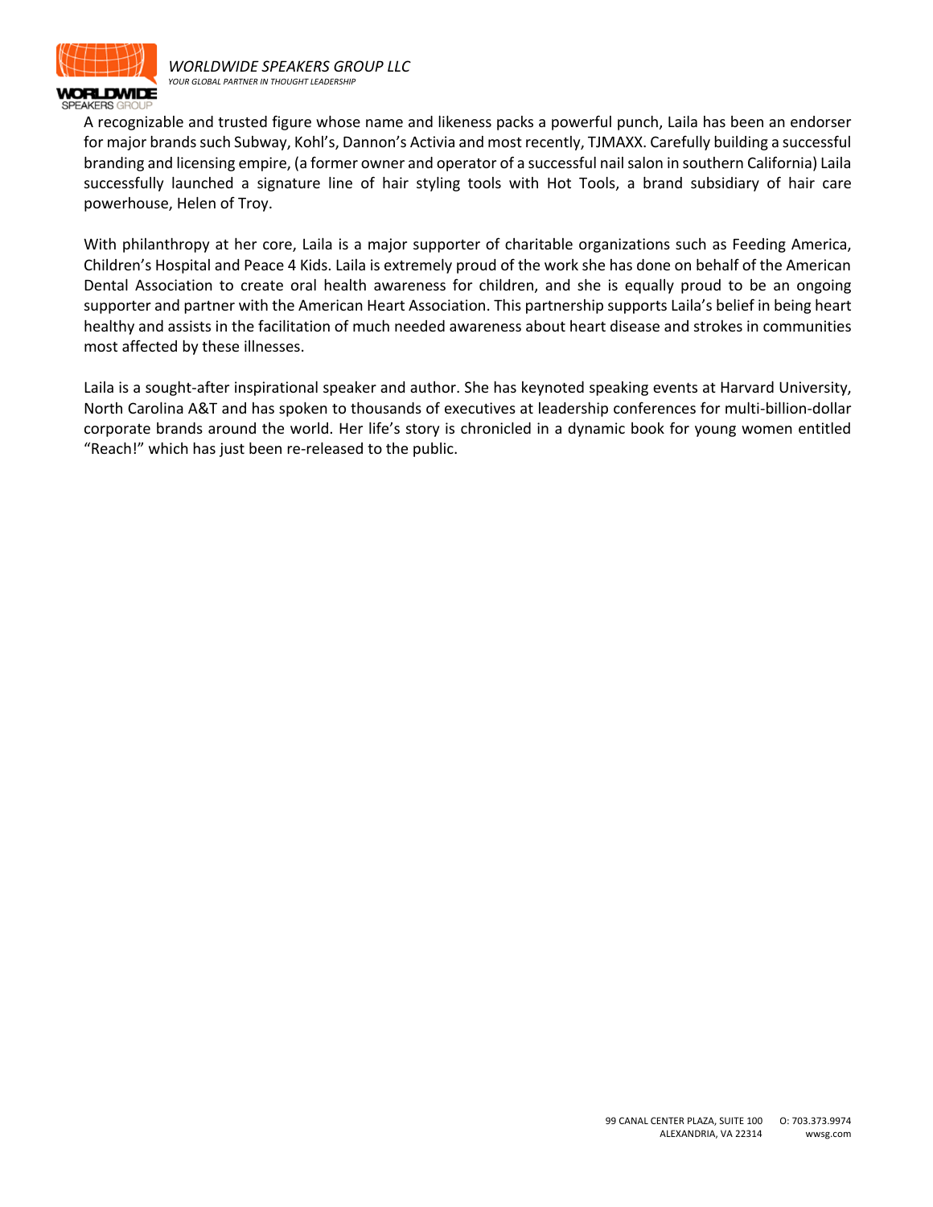A recognizable and trusted figure whose name and likeness packs a powerful punch, Laila has been an endorser for major brands such Subway, Kohl's, Dannon's Activia and most recently, TJMAXX. Carefully building a successful branding and licensing empire, (a former owner and operator of a successful nail salon in southern California) Laila successfully launched a signature line of hair styling tools with Hot Tools, a brand subsidiary of hair care powerhouse, Helen of Troy.

With philanthropy at her core, Laila is a major supporter of charitable organizations such as Feeding America, Children's Hospital and Peace 4 Kids. Laila is extremely proud of the work she has done on behalf of the American Dental Association to create oral health awareness for children, and she is equally proud to be an ongoing supporter and partner with the American Heart Association. This partnership supports Laila's belief in being heart healthy and assists in the facilitation of much needed awareness about heart disease and strokes in communities most affected by these illnesses.

Laila is a sought-after inspirational speaker and author. She has keynoted speaking events at Harvard University, North Carolina A&T and has spoken to thousands of executives at leadership conferences for multi-billion-dollar corporate brands around the world. Her life's story is chronicled in a dynamic book for young women entitled "Reach!" which has just been re-released to the public.